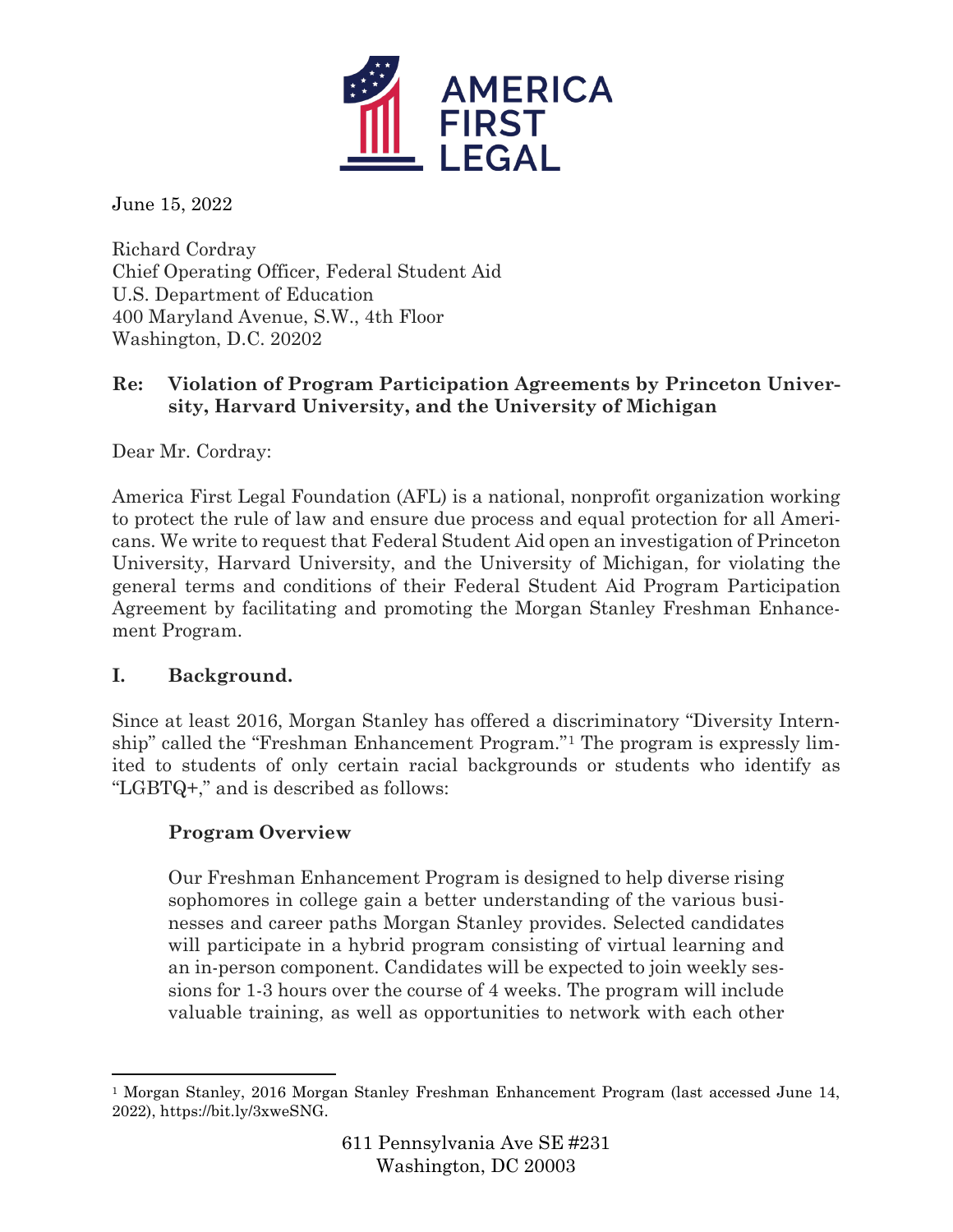AMERICA FIRST LEGAL

June 15, 2022

Richard Cordray
Chief Operating Officer, Federal Student Aid
U.S. Department of Education
400 Maryland Avenue, S.W., 4th Floor
Washington, D.C. 20202

**Re: Violation of Program Participation Agreements by Princeton University, Harvard University, and the University of Michigan**

Dear Mr. Cordray:

America First Legal Foundation (AFL) is a national, nonprofit organization working to protect the rule of law and ensure due process and equal protection for all Americans. We write to request that Federal Student Aid open an investigation of Princeton University, Harvard University, and the University of Michigan, for violating the general terms and conditions of their Federal Student Aid Program Participation Agreement by facilitating and promoting the Morgan Stanley Freshman Enhancement Program.

## I. Background.

Since at least 2016, Morgan Stanley has offered a discriminatory "Diversity Internship" called the "Freshman Enhancement Program."[1] The program is expressly limited to students of only certain racial backgrounds or students who identify as "LGBTQ+," and is described as follows:

> **Program Overview**
>
> Our Freshman Enhancement Program is designed to help diverse rising sophomores in college gain a better understanding of the various businesses and career paths Morgan Stanley provides. Selected candidates will participate in a hybrid program consisting of virtual learning and an in-person component. Candidates will be expected to join weekly sessions for 1-3 hours over the course of 4 weeks. The program will include valuable training, as well as opportunities to network with each other

[1] Morgan Stanley, 2016 Morgan Stanley Freshman Enhancement Program (last accessed June 14, 2022), https://bit.ly/3xweSNG.

611 Pennsylvania Ave SE #231
Washington, DC 20003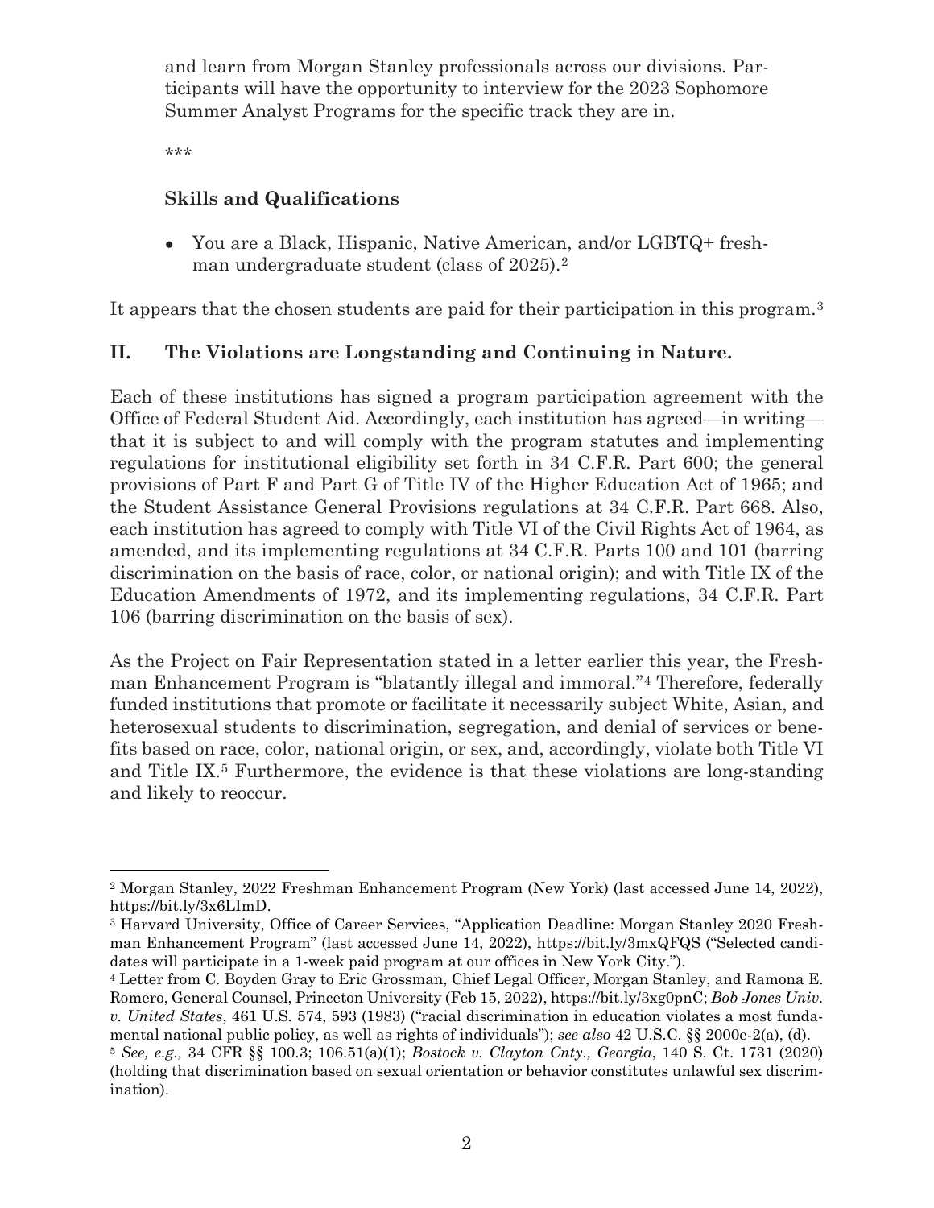and learn from Morgan Stanley professionals across our divisions. Participants will have the opportunity to interview for the 2023 Sophomore Summer Analyst Programs for the specific track they are in.

> \*\*\*
>
> **Skills and Qualifications**
>
> - You are a Black, Hispanic, Native American, and/or LGBTQ+ freshman undergraduate student (class of 2025).[2]

It appears that the chosen students are paid for their participation in this program.[3]

## II. The Violations are Longstanding and Continuing in Nature.

Each of these institutions has signed a program participation agreement with the Office of Federal Student Aid. Accordingly, each institution has agreed—in writing—that it is subject to and will comply with the program statutes and implementing regulations for institutional eligibility set forth in 34 C.F.R. Part 600; the general provisions of Part F and Part G of Title IV of the Higher Education Act of 1965; and the Student Assistance General Provisions regulations at 34 C.F.R. Part 668. Also, each institution has agreed to comply with Title VI of the Civil Rights Act of 1964, as amended, and its implementing regulations at 34 C.F.R. Parts 100 and 101 (barring discrimination on the basis of race, color, or national origin); and with Title IX of the Education Amendments of 1972, and its implementing regulations, 34 C.F.R. Part 106 (barring discrimination on the basis of sex).

As the Project on Fair Representation stated in a letter earlier this year, the Freshman Enhancement Program is "blatantly illegal and immoral."[4] Therefore, federally funded institutions that promote or facilitate it necessarily subject White, Asian, and heterosexual students to discrimination, segregation, and denial of services or benefits based on race, color, national origin, or sex, and, accordingly, violate both Title VI and Title IX.[5] Furthermore, the evidence is that these violations are long-standing and likely to reoccur.

---

[2] Morgan Stanley, 2022 Freshman Enhancement Program (New York) (last accessed June 14, 2022), https://bit.ly/3x6LImD.

[3] Harvard University, Office of Career Services, "Application Deadline: Morgan Stanley 2020 Freshman Enhancement Program" (last accessed June 14, 2022), https://bit.ly/3mxQFQS ("Selected candidates will participate in a 1-week paid program at our offices in New York City.").

[4] Letter from C. Boyden Gray to Eric Grossman, Chief Legal Officer, Morgan Stanley, and Ramona E. Romero, General Counsel, Princeton University (Feb 15, 2022), https://bit.ly/3xg0pnC; *Bob Jones Univ. v. United States*, 461 U.S. 574, 593 (1983) ("racial discrimination in education violates a most fundamental national public policy, as well as rights of individuals"); *see also* 42 U.S.C. §§ 2000e-2(a), (d).

[5] *See, e.g.,* 34 CFR §§ 100.3; 106.51(a)(1); *Bostock v. Clayton Cnty., Georgia*, 140 S. Ct. 1731 (2020) (holding that discrimination based on sexual orientation or behavior constitutes unlawful sex discrimination).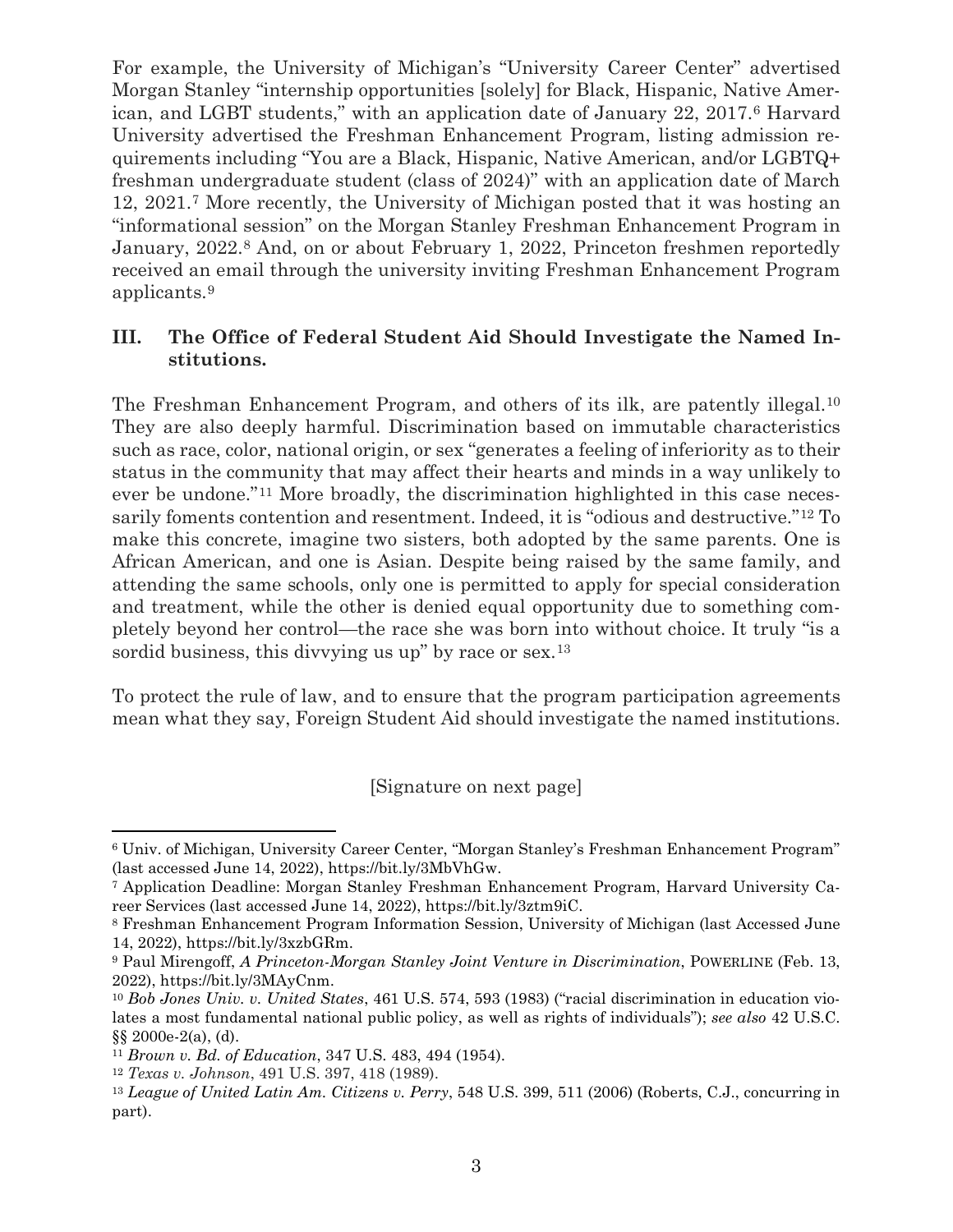For example, the University of Michigan's "University Career Center" advertised Morgan Stanley "internship opportunities [solely] for Black, Hispanic, Native American, and LGBT students," with an application date of January 22, 2017.[6] Harvard University advertised the Freshman Enhancement Program, listing admission requirements including "You are a Black, Hispanic, Native American, and/or LGBTQ+ freshman undergraduate student (class of 2024)" with an application date of March 12, 2021.[7] More recently, the University of Michigan posted that it was hosting an "informational session" on the Morgan Stanley Freshman Enhancement Program in January, 2022.[8] And, on or about February 1, 2022, Princeton freshmen reportedly received an email through the university inviting Freshman Enhancement Program applicants.[9]

## III. The Office of Federal Student Aid Should Investigate the Named Institutions.

The Freshman Enhancement Program, and others of its ilk, are patently illegal.[10] They are also deeply harmful. Discrimination based on immutable characteristics such as race, color, national origin, or sex "generates a feeling of inferiority as to their status in the community that may affect their hearts and minds in a way unlikely to ever be undone."[11] More broadly, the discrimination highlighted in this case necessarily foments contention and resentment. Indeed, it is "odious and destructive."[12] To make this concrete, imagine two sisters, both adopted by the same parents. One is African American, and one is Asian. Despite being raised by the same family, and attending the same schools, only one is permitted to apply for special consideration and treatment, while the other is denied equal opportunity due to something completely beyond her control—the race she was born into without choice. It truly "is a sordid business, this divvying us up" by race or sex.[13]

To protect the rule of law, and to ensure that the program participation agreements mean what they say, Foreign Student Aid should investigate the named institutions.

[Signature on next page]

---

[6] Univ. of Michigan, University Career Center, "Morgan Stanley's Freshman Enhancement Program" (last accessed June 14, 2022), https://bit.ly/3MbVhGw.

[7] Application Deadline: Morgan Stanley Freshman Enhancement Program, Harvard University Career Services (last accessed June 14, 2022), https://bit.ly/3ztm9iC.

[8] Freshman Enhancement Program Information Session, University of Michigan (last Accessed June 14, 2022), https://bit.ly/3xzbGRm.

[9] Paul Mirengoff, *A Princeton-Morgan Stanley Joint Venture in Discrimination*, POWERLINE (Feb. 13, 2022), https://bit.ly/3MAyCnm.

[10] *Bob Jones Univ. v. United States*, 461 U.S. 574, 593 (1983) ("racial discrimination in education violates a most fundamental national public policy, as well as rights of individuals"); *see also* 42 U.S.C. §§ 2000e-2(a), (d).

[11] *Brown v. Bd. of Education*, 347 U.S. 483, 494 (1954).

[12] *Texas v. Johnson*, 491 U.S. 397, 418 (1989).

[13] *League of United Latin Am. Citizens v. Perry*, 548 U.S. 399, 511 (2006) (Roberts, C.J., concurring in part).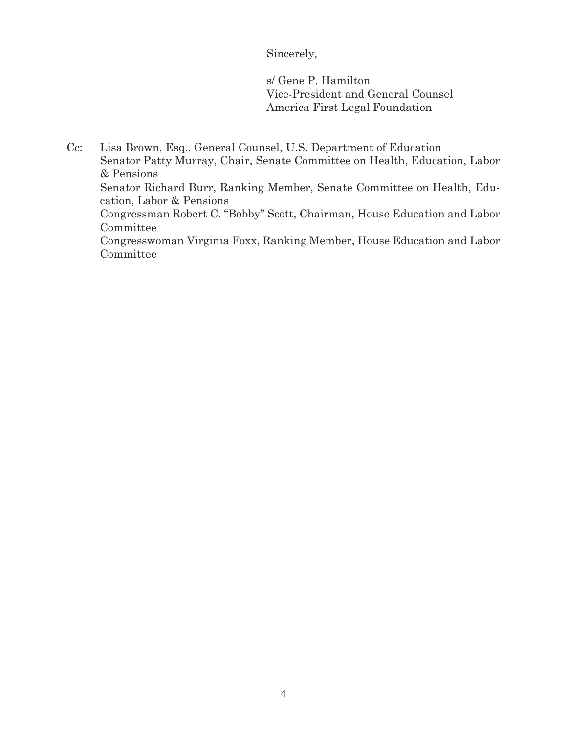Sincerely,

s/ Gene P. Hamilton
Vice-President and General Counsel
America First Legal Foundation

Cc: Lisa Brown, Esq., General Counsel, U.S. Department of Education
Senator Patty Murray, Chair, Senate Committee on Health, Education, Labor & Pensions
Senator Richard Burr, Ranking Member, Senate Committee on Health, Education, Labor & Pensions
Congressman Robert C. "Bobby" Scott, Chairman, House Education and Labor Committee
Congresswoman Virginia Foxx, Ranking Member, House Education and Labor Committee